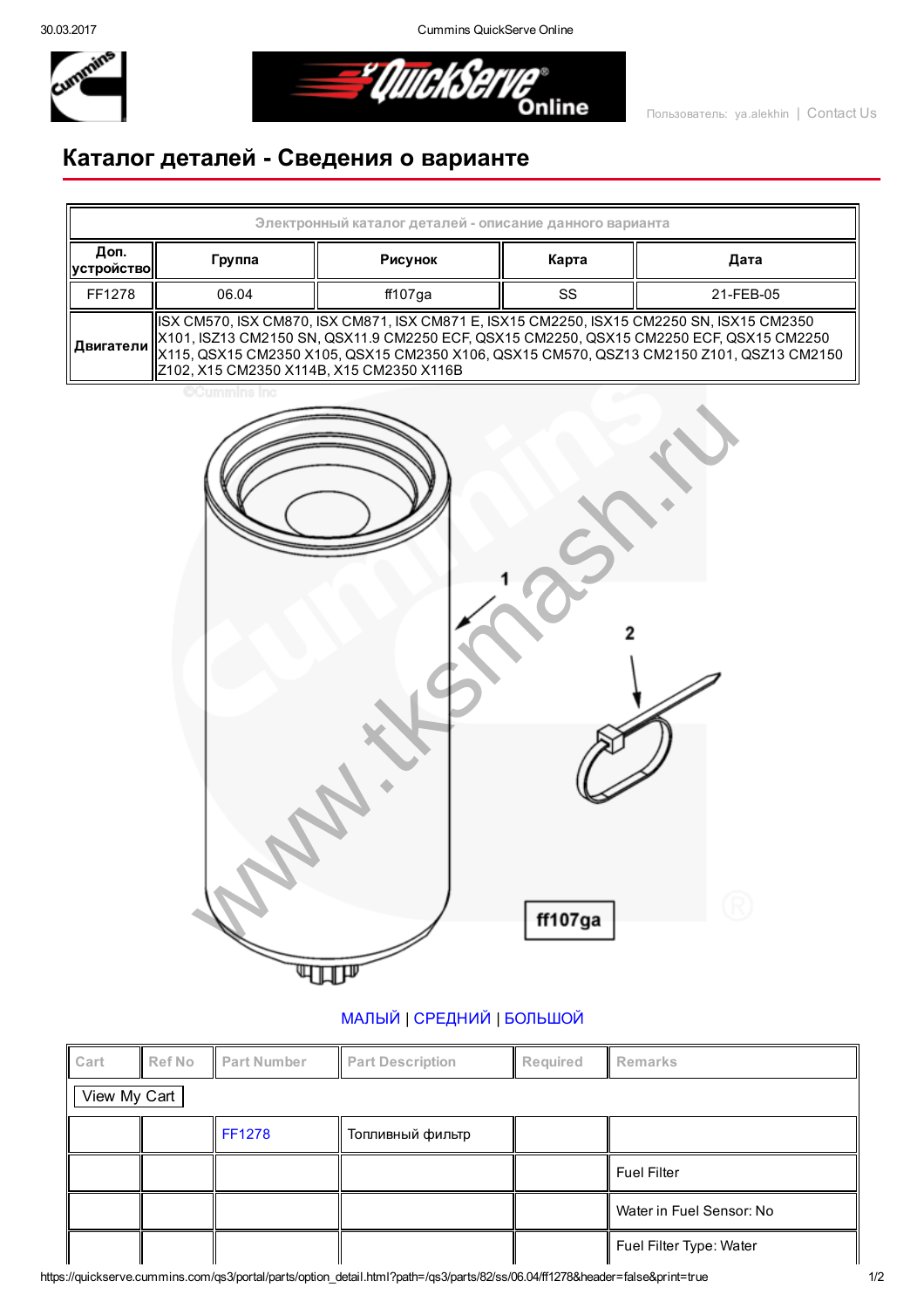# Каталог деталей - Сведения о варианте

| Электронный каталог деталей - описание данного варианта | | | | |
|---|---|---|---|---|
| **Доп. устройство** | **Группа** | **Рисунок** | **Карта** | **Дата** |
| FF1278 | 06.04 | ff107ga | SS | 21-FEB-05 |
| **Двигатели** | ISX CM570, ISX CM870, ISX CM871, ISX CM871 E, ISX15 CM2250, ISX15 CM2250 SN, ISX15 CM2350 X101, ISZ13 CM2150 SN, QSX11.9 CM2250 ECF, QSX15 CM2250, QSX15 CM2250 ECF, QSX15 CM2250 X115, QSX15 CM2350 X105, QSX15 CM2350 X106, QSX15 CM570, QSZ13 CM2150 Z101, QSZ13 CM2150 Z102, X15 CM2350 X114B, X15 CM2350 X116B | | | |

1

2

ff107ga

МАЛЫЙ | СРЕДНИЙ | БОЛЬШОЙ

| Cart | Ref No | Part Number | Part Description | Required | Remarks |
|---|---|---|---|---|---|
| View My Cart | | | | | |
| | | FF1278 | Топливный фильтр | | |
| | | | | | Fuel Filter |
| | | | | | Water in Fuel Sensor: No |
| | | | | | Fuel Filter Type: Water |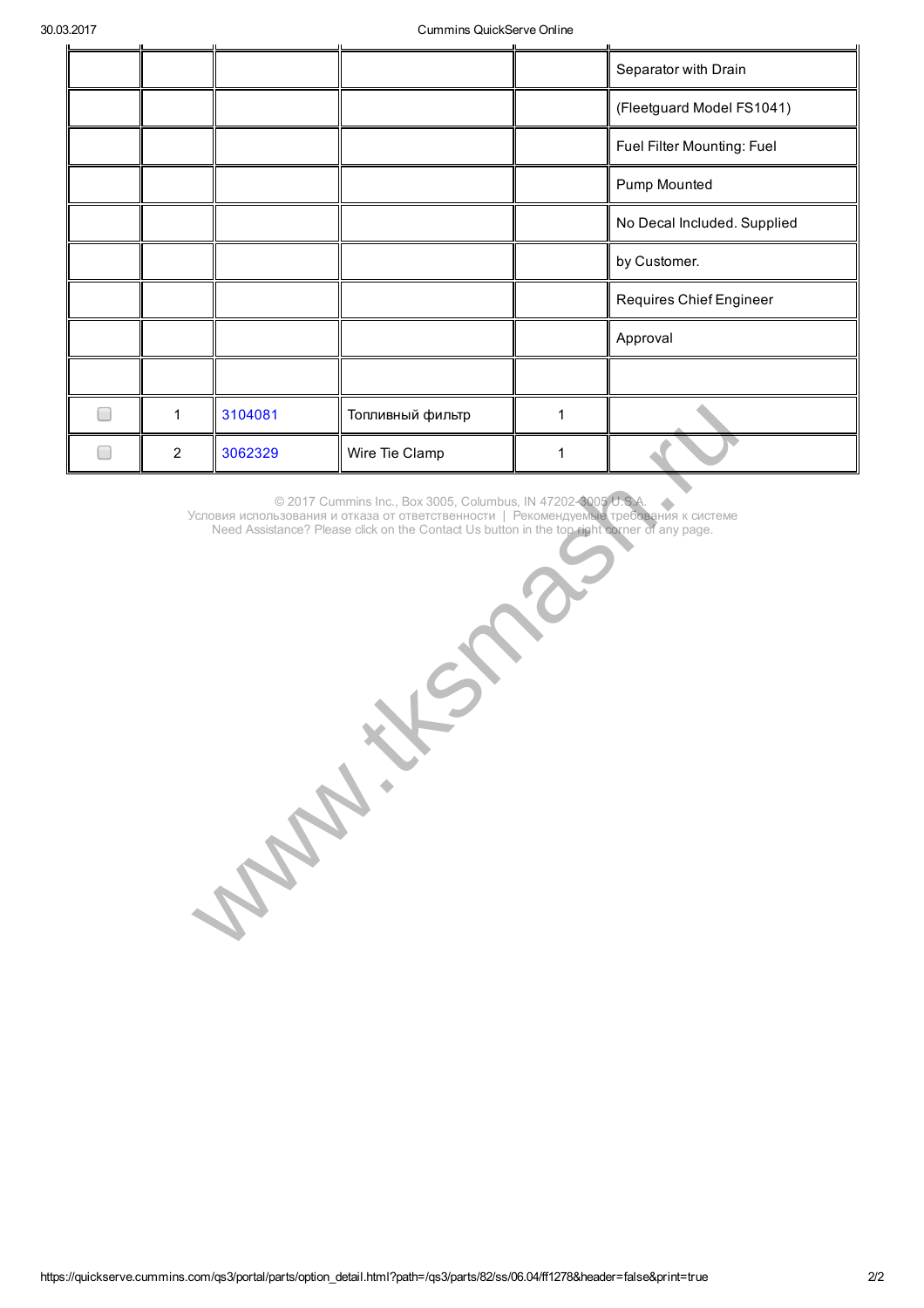| | | | | | |
|---|---|---|---|---|---|
| | | | | | Separator with Drain |
| | | | | | (Fleetguard Model FS1041) |
| | | | | | Fuel Filter Mounting: Fuel |
| | | | | | Pump Mounted |
| | | | | | No Decal Included. Supplied |
| | | | | | by Customer. |
| | | | | | Requires Chief Engineer |
| | | | | | Approval |
| | | | | | |
| ☐ | 1 | 3104081 | Топливный фильтр | 1 | |
| ☐ | 2 | 3062329 | Wire Tie Clamp | 1 | |

© 2017 Cummins Inc., Box 3005, Columbus, IN 47202-3005 U.S.A.
Условия использования и отказа от ответственности | Рекомендуемые требования к системе
Need Assistance? Please click on the Contact Us button in the top right corner of any page.